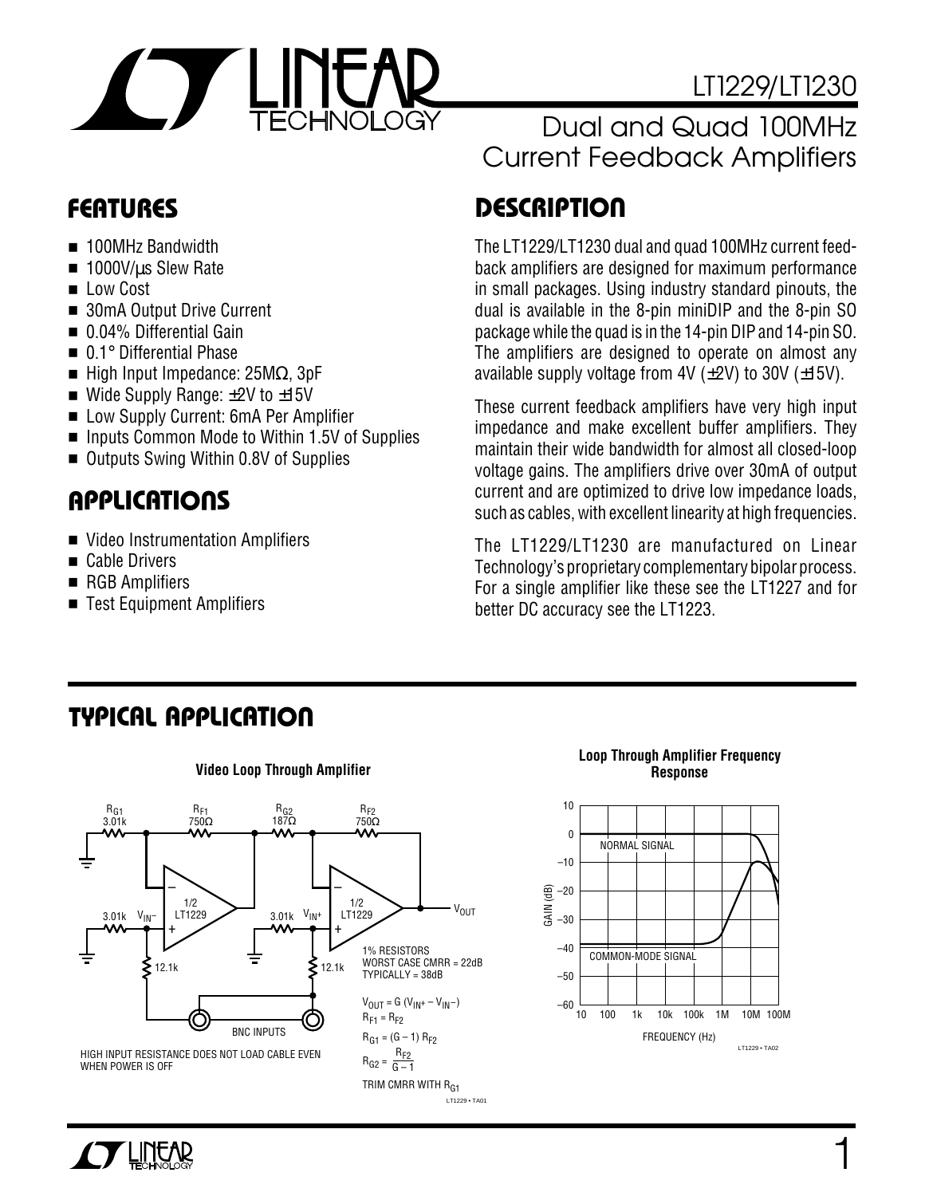# LT1229/LT1230

## Dual and Quad 100MHz Current Feedback Amplifiers

## FEATURES

- 100MHz Bandwidth
- 1000V/µs Slew Rate
- Low Cost
- 30mA Output Drive Current
- 0.04% Differential Gain
- 0.1° Differential Phase
- High Input Impedance: 25MΩ, 3pF
- Wide Supply Range: ±2V to ±15V
- Low Supply Current: 6mA Per Amplifier
- Inputs Common Mode to Within 1.5V of Supplies
- Outputs Swing Within 0.8V of Supplies

## APPLICATIONS

- Video Instrumentation Amplifiers
- Cable Drivers
- RGB Amplifiers
- Test Equipment Amplifiers

## DESCRIPTION

The LT1229/LT1230 dual and quad 100MHz current feedback amplifiers are designed for maximum performance in small packages. Using industry standard pinouts, the dual is available in the 8-pin miniDIP and the 8-pin SO package while the quad is in the 14-pin DIP and 14-pin SO. The amplifiers are designed to operate on almost any available supply voltage from 4V (±2V) to 30V (±15V).

These current feedback amplifiers have very high input impedance and make excellent buffer amplifiers. They maintain their wide bandwidth for almost all closed-loop voltage gains. The amplifiers drive over 30mA of output current and are optimized to drive low impedance loads, such as cables, with excellent linearity at high frequencies.

The LT1229/LT1230 are manufactured on Linear Technology's proprietary complementary bipolar process. For a single amplifier like these see the LT1227 and for better DC accuracy see the LT1223.

## TYPICAL APPLICATION

**Video Loop Through Amplifier**

$R_{G1}$ 3.01k, $R_{F1}$ 750Ω, $R_{G2}$ 187Ω, $R_{F2}$ 750Ω, 1/2 LT1229 (×2), 3.01k, 12.1k, BNC INPUTS, $V_{IN^-}$, $V_{IN^+}$, $V_{OUT}$

1% RESISTORS
WORST CASE CMRR = 22dB
TYPICALLY = 38dB

$V_{OUT} = G\,(V_{IN^+} - V_{IN^-})$

$R_{F1} = R_{F2}$

$R_{G1} = (G - 1)\,R_{F2}$

$R_{G2} = \dfrac{R_{F2}}{G - 1}$

TRIM CMRR WITH $R_{G1}$

HIGH INPUT RESISTANCE DOES NOT LOAD CABLE EVEN WHEN POWER IS OFF

**Loop Through Amplifier Frequency Response**

(Graph: GAIN (dB) from −60 to 10 vs FREQUENCY (Hz) from 10 to 100M; curves labeled NORMAL SIGNAL and COMMON-MODE SIGNAL)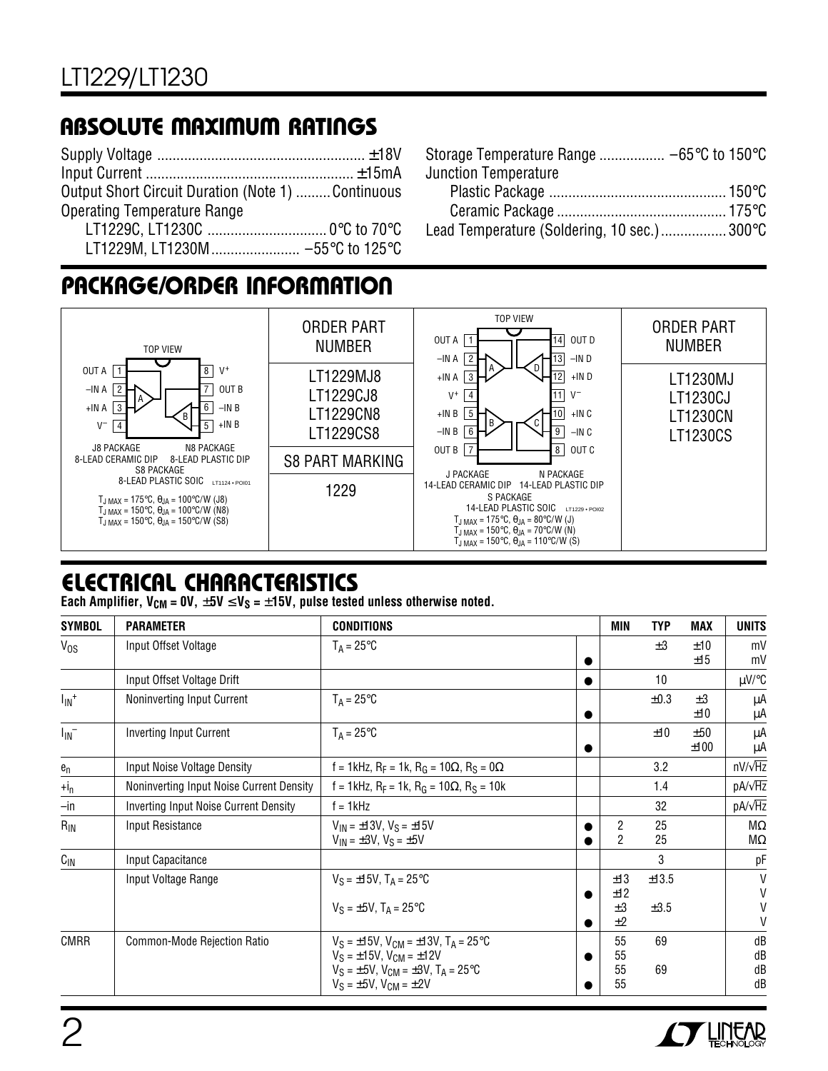## ABSOLUTE MAXIMUM RATINGS

Supply Voltage ..................................................... ±18V
Input Current ..................................................... ±15mA
Output Short Circuit Duration (Note 1) ......... Continuous
Operating Temperature Range
LT1229C, LT1230C ............................... 0°C to 70°C
LT1229M, LT1230M....................... –55°C to 125°C
Storage Temperature Range ................. –65°C to 150°C
Junction Temperature
Plastic Package ............................................. 150°C
Ceramic Package ........................................... 175°C
Lead Temperature (Soldering, 10 sec.) ................. 300°C

## PACKAGE/ORDER INFORMATION

| Package | ORDER PART NUMBER | Package | ORDER PART NUMBER |
|---|---|---|---|
| TOP VIEW: OUT A 1, –IN A 2, +IN A 3, V⁻ 4, +IN B 5, –IN B 6, OUT B 7, V⁺ 8<br>J8 PACKAGE 8-LEAD CERAMIC DIP, N8 PACKAGE 8-LEAD PLASTIC DIP, S8 PACKAGE 8-LEAD PLASTIC SOIC<br>$T_{J\,MAX}$ = 175°C, $\theta_{JA}$ = 100°C/W (J8)<br>$T_{J\,MAX}$ = 150°C, $\theta_{JA}$ = 100°C/W (N8)<br>$T_{J\,MAX}$ = 150°C, $\theta_{JA}$ = 150°C/W (S8) | LT1229MJ8<br>LT1229CJ8<br>LT1229CN8<br>LT1229CS8<br>S8 PART MARKING<br>1229 | TOP VIEW: OUT A 1, –IN A 2, +IN A 3, V⁺ 4, +IN B 5, –IN B 6, OUT B 7, OUT C 8, –IN C 9, +IN C 10, V⁻ 11, +IN D 12, –IN D 13, OUT D 14<br>J PACKAGE 14-LEAD CERAMIC DIP, N PACKAGE 14-LEAD PLASTIC DIP, S PACKAGE 14-LEAD PLASTIC SOIC<br>$T_{J\,MAX}$ = 175°C, $\theta_{JA}$ = 80°C/W (J)<br>$T_{J\,MAX}$ = 150°C, $\theta_{JA}$ = 70°C/W (N)<br>$T_{J\,MAX}$ = 150°C, $\theta_{JA}$ = 110°C/W (S) | LT1230MJ<br>LT1230CJ<br>LT1230CN<br>LT1230CS |

## ELECTRICAL CHARACTERISTICS

**Each Amplifier, $V_{CM}$ = 0V, ±5V ≤ $V_S$ = ±15V, pulse tested unless otherwise noted.**

| SYMBOL | PARAMETER | CONDITIONS | | MIN | TYP | MAX | UNITS |
|---|---|---|---|---|---|---|---|
| $V_{OS}$ | Input Offset Voltage | $T_A$ = 25°C | | | ±3 | ±10 | mV |
| | | | ● | | | ±15 | mV |
| | Input Offset Voltage Drift | | ● | | 10 | | µV/°C |
| $I_{IN}^+$ | Noninverting Input Current | $T_A$ = 25°C | | | ±0.3 | ±3 | µA |
| | | | ● | | | ±10 | µA |
| $I_{IN}^-$ | Inverting Input Current | $T_A$ = 25°C | | | ±10 | ±50 | µA |
| | | | ● | | | ±100 | µA |
| $e_n$ | Input Noise Voltage Density | f = 1kHz, $R_F$ = 1k, $R_G$ = 10Ω, $R_S$ = 0Ω | | | 3.2 | | nV/√Hz |
| $+i_n$ | Noninverting Input Noise Current Density | f = 1kHz, $R_F$ = 1k, $R_G$ = 10Ω, $R_S$ = 10k | | | 1.4 | | pA/√Hz |
| $-i_n$ | Inverting Input Noise Current Density | f = 1kHz | | | 32 | | pA/√Hz |
| $R_{IN}$ | Input Resistance | $V_{IN}$ = ±13V, $V_S$ = ±15V | ● | 2 | 25 | | MΩ |
| | | $V_{IN}$ = ±3V, $V_S$ = ±5V | ● | 2 | 25 | | MΩ |
| $C_{IN}$ | Input Capacitance | | | | 3 | | pF |
| | Input Voltage Range | $V_S$ = ±15V, $T_A$ = 25°C | | ±13 | ±13.5 | | V |
| | | | ● | ±12 | | | V |
| | | $V_S$ = ±5V, $T_A$ = 25°C | | ±3 | ±3.5 | | V |
| | | | ● | ±2 | | | V |
| CMRR | Common-Mode Rejection Ratio | $V_S$ = ±15V, $V_{CM}$ = ±13V, $T_A$ = 25°C | | 55 | 69 | | dB |
| | | $V_S$ = ±15V, $V_{CM}$ = ±12V | ● | 55 | | | dB |
| | | $V_S$ = ±5V, $V_{CM}$ = ±3V, $T_A$ = 25°C | | 55 | 69 | | dB |
| | | $V_S$ = ±5V, $V_{CM}$ = ±2V | ● | 55 | | | dB |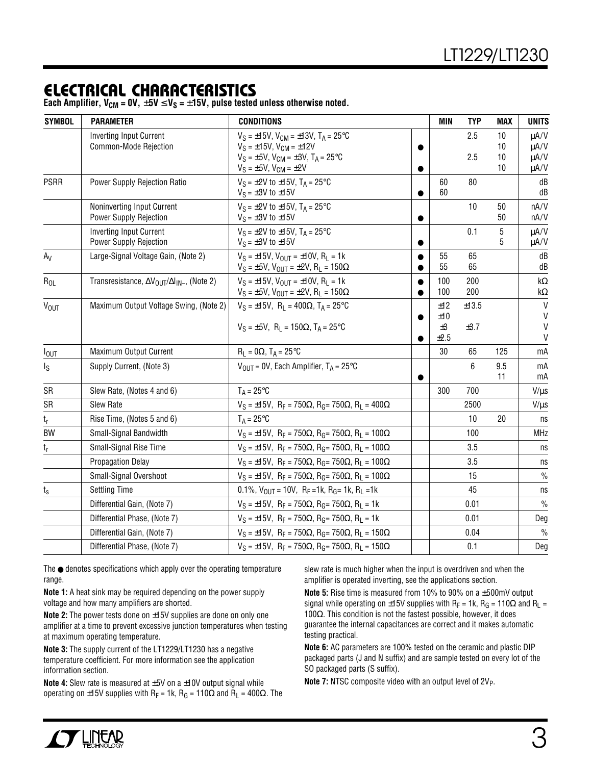## ELECTRICAL CHARACTERISTICS

**Each Amplifier, $V_{CM}$ = 0V, ±5V ≤ $V_S$ = ±15V, pulse tested unless otherwise noted.**

| SYMBOL | PARAMETER | CONDITIONS | | MIN | TYP | MAX | UNITS |
|---|---|---|---|---|---|---|---|
| | Inverting Input Current Common-Mode Rejection | $V_S$ = ±15V, $V_{CM}$ = ±13V, $T_A$ = 25°C<br>$V_S$ = ±15V, $V_{CM}$ = ±12V<br>$V_S$ = ±5V, $V_{CM}$ = ±3V, $T_A$ = 25°C<br>$V_S$ = ±5V, $V_{CM}$ = ±2V | <br>●<br><br>● | | 2.5<br><br>2.5 | 10<br>10<br>10<br>10 | µA/V<br>µA/V<br>µA/V<br>µA/V |
| PSRR | Power Supply Rejection Ratio | $V_S$ = ±2V to ±15V, $T_A$ = 25°C<br>$V_S$ = ±3V to ±15V | <br>● | 60<br>60 | 80 | | dB<br>dB |
| | Noninverting Input Current Power Supply Rejection | $V_S$ = ±2V to ±15V, $T_A$ = 25°C<br>$V_S$ = ±3V to ±15V | <br>● | | 10 | 50<br>50 | nA/V<br>nA/V |
| | Inverting Input Current Power Supply Rejection | $V_S$ = ±2V to ±15V, $T_A$ = 25°C<br>$V_S$ = ±3V to ±15V | <br>● | | 0.1 | 5<br>5 | µA/V<br>µA/V |
| $A_V$ | Large-Signal Voltage Gain, (Note 2) | $V_S$ = ±15V, $V_{OUT}$ = ±10V, $R_L$ = 1k<br>$V_S$ = ±5V, $V_{OUT}$ = ±2V, $R_L$ = 150Ω | ●<br>● | 55<br>55 | 65<br>65 | | dB<br>dB |
| $R_{OL}$ | Transresistance, $\Delta V_{OUT}/\Delta I_{IN-}$, (Note 2) | $V_S$ = ±15V, $V_{OUT}$ = ±10V, $R_L$ = 1k<br>$V_S$ = ±5V, $V_{OUT}$ = ±2V, $R_L$ = 150Ω | ●<br>● | 100<br>100 | 200<br>200 | | kΩ<br>kΩ |
| $V_{OUT}$ | Maximum Output Voltage Swing, (Note 2) | $V_S$ = ±15V, $R_L$ = 400Ω, $T_A$ = 25°C<br><br>$V_S$ = ±5V, $R_L$ = 150Ω, $T_A$ = 25°C<br> | <br>●<br><br>● | ±12<br>±10<br>±3<br>±2.5 | ±13.5<br><br>±3.7 | | V<br>V<br>V<br>V |
| $I_{OUT}$ | Maximum Output Current | $R_L$ = 0Ω, $T_A$ = 25°C | | 30 | 65 | 125 | mA |
| $I_S$ | Supply Current, (Note 3) | $V_{OUT}$ = 0V, Each Amplifier, $T_A$ = 25°C | <br>● | | 6 | 9.5<br>11 | mA<br>mA |
| SR | Slew Rate, (Notes 4 and 6) | $T_A$ = 25°C | | 300 | 700 | | V/µs |
| SR | Slew Rate | $V_S$ = ±15V, $R_F$ = 750Ω, $R_G$= 750Ω, $R_L$ = 400Ω | | | 2500 | | V/µs |
| $t_r$ | Rise Time, (Notes 5 and 6) | $T_A$ = 25°C | | | 10 | 20 | ns |
| BW | Small-Signal Bandwidth | $V_S$ = ±15V, $R_F$ = 750Ω, $R_G$= 750Ω, $R_L$ = 100Ω | | | 100 | | MHz |
| $t_r$ | Small-Signal Rise Time | $V_S$ = ±15V, $R_F$ = 750Ω, $R_G$= 750Ω, $R_L$ = 100Ω | | | 3.5 | | ns |
| | Propagation Delay | $V_S$ = ±15V, $R_F$ = 750Ω, $R_G$= 750Ω, $R_L$ = 100Ω | | | 3.5 | | ns |
| | Small-Signal Overshoot | $V_S$ = ±15V, $R_F$ = 750Ω, $R_G$= 750Ω, $R_L$ = 100Ω | | | 15 | | % |
| $t_s$ | Settling Time | 0.1%, $V_{OUT}$ = 10V, $R_F$ =1k, $R_G$= 1k, $R_L$ =1k | | | 45 | | ns |
| | Differential Gain, (Note 7) | $V_S$ = ±15V, $R_F$ = 750Ω, $R_G$= 750Ω, $R_L$ = 1k | | | 0.01 | | % |
| | Differential Phase, (Note 7) | $V_S$ = ±15V, $R_F$ = 750Ω, $R_G$= 750Ω, $R_L$ = 1k | | | 0.01 | | Deg |
| | Differential Gain, (Note 7) | $V_S$ = ±15V, $R_F$ = 750Ω, $R_G$= 750Ω, $R_L$ = 150Ω | | | 0.04 | | % |
| | Differential Phase, (Note 7) | $V_S$ = ±15V, $R_F$ = 750Ω, $R_G$= 750Ω, $R_L$ = 150Ω | | | 0.1 | | Deg |

The ● denotes specifications which apply over the operating temperature range.

**Note 1:** A heat sink may be required depending on the power supply voltage and how many amplifiers are shorted.

**Note 2:** The power tests done on ±15V supplies are done on only one amplifier at a time to prevent excessive junction temperatures when testing at maximum operating temperature.

**Note 3:** The supply current of the LT1229/LT1230 has a negative temperature coefficient. For more information see the application information section.

**Note 4:** Slew rate is measured at ±5V on a ±10V output signal while operating on ±15V supplies with $R_F$ = 1k, $R_G$ = 110Ω and $R_L$ = 400Ω. The slew rate is much higher when the input is overdriven and when the amplifier is operated inverting, see the applications section.

**Note 5:** Rise time is measured from 10% to 90% on a ±500mV output signal while operating on ±15V supplies with $R_F$ = 1k, $R_G$ = 110Ω and $R_L$ = 100Ω. This condition is not the fastest possible, however, it does guarantee the internal capacitances are correct and it makes automatic testing practical.

**Note 6:** AC parameters are 100% tested on the ceramic and plastic DIP packaged parts (J and N suffix) and are sample tested on every lot of the SO packaged parts (S suffix).

**Note 7:** NTSC composite video with an output level of $2V_P$.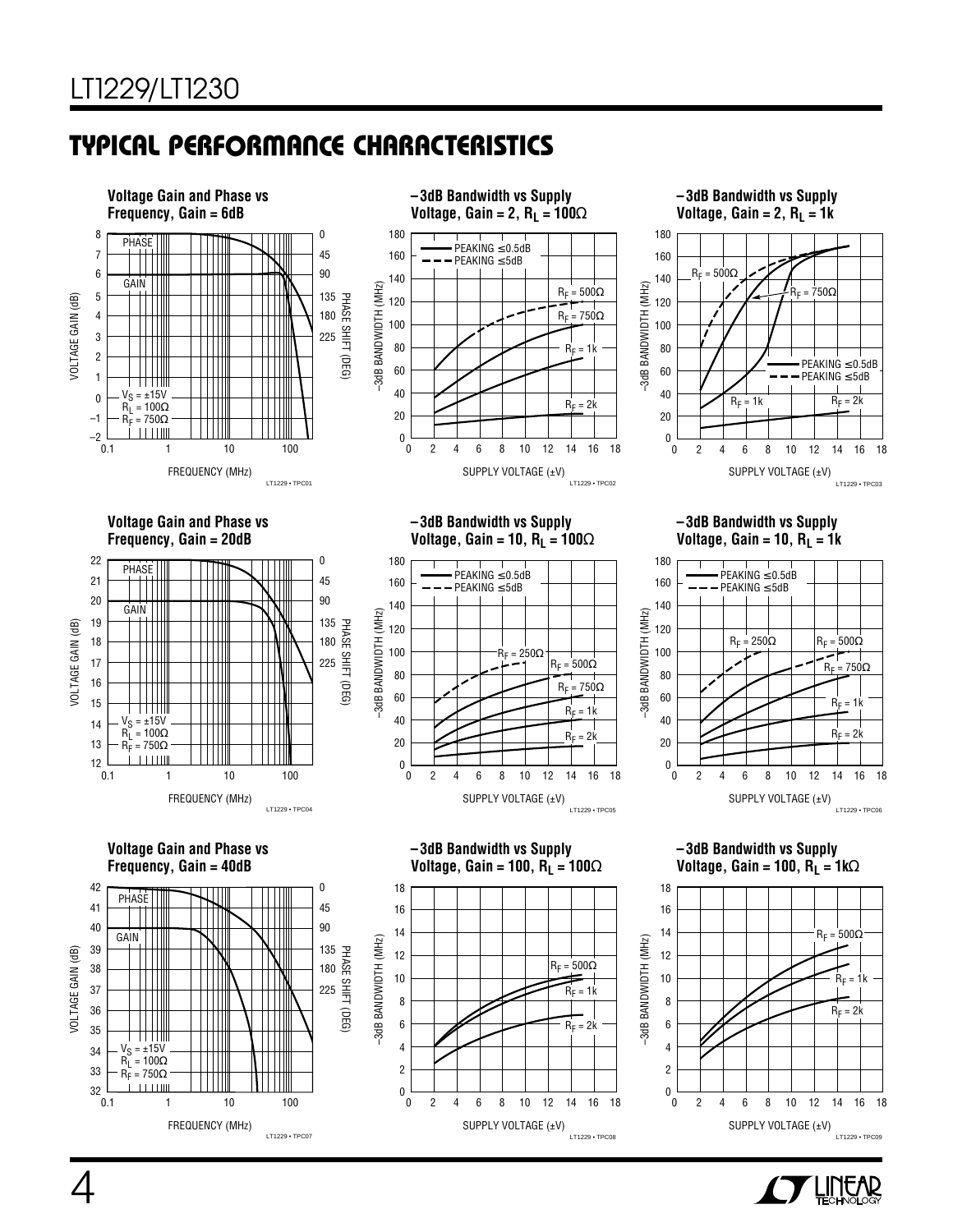## TYPICAL PERFORMANCE CHARACTERISTICS

**Voltage Gain and Phase vs Frequency, Gain = 6dB**

PHASE
GAIN
$V_S = \pm15V$
$R_L = 100\Omega$
$R_F = 750\Omega$

VOLTAGE GAIN (dB) — PHASE SHIFT (DEG) — FREQUENCY (MHz)

LT1229 • TPC01

**−3dB Bandwidth vs Supply Voltage, Gain = 2, $R_L = 100\Omega$**

PEAKING ≤0.5dB
PEAKING ≤5dB
$R_F = 500\Omega$
$R_F = 750\Omega$
$R_F = 1k$
$R_F = 2k$

−3dB BANDWIDTH (MHz) — SUPPLY VOLTAGE (±V)

LT1229 • TPC02

**−3dB Bandwidth vs Supply Voltage, Gain = 2, $R_L = 1k$**

$R_F = 500\Omega$
$R_F = 750\Omega$
$R_F = 1k$
$R_F = 2k$
PEAKING ≤0.5dB
PEAKING ≤5dB

−3dB BANDWIDTH (MHz) — SUPPLY VOLTAGE (±V)

LT1229 • TPC03

**Voltage Gain and Phase vs Frequency, Gain = 20dB**

PHASE
GAIN
$V_S = \pm15V$
$R_L = 100\Omega$
$R_F = 750\Omega$

VOLTAGE GAIN (dB) — PHASE SHIFT (DEG) — FREQUENCY (MHz)

LT1229 • TPC04

**−3dB Bandwidth vs Supply Voltage, Gain = 10, $R_L = 100\Omega$**

PEAKING ≤0.5dB
PEAKING ≤5dB
$R_F = 250\Omega$
$R_F = 500\Omega$
$R_F = 750\Omega$
$R_F = 1k$
$R_F = 2k$

−3dB BANDWIDTH (MHz) — SUPPLY VOLTAGE (±V)

LT1229 • TPC05

**−3dB Bandwidth vs Supply Voltage, Gain = 10, $R_L = 1k$**

PEAKING ≤0.5dB
PEAKING ≤5dB
$R_F = 250\Omega$
$R_F = 500\Omega$
$R_F = 750\Omega$
$R_F = 1k$
$R_F = 2k$

−3dB BANDWIDTH (MHz) — SUPPLY VOLTAGE (±V)

LT1229 • TPC06

**Voltage Gain and Phase vs Frequency, Gain = 40dB**

PHASE
GAIN
$V_S = \pm15V$
$R_L = 100\Omega$
$R_F = 750\Omega$

VOLTAGE GAIN (dB) — PHASE SHIFT (DEG) — FREQUENCY (MHz)

LT1229 • TPC07

**−3dB Bandwidth vs Supply Voltage, Gain = 100, $R_L = 100\Omega$**

$R_F = 500\Omega$
$R_F = 1k$
$R_F = 2k$

−3dB BANDWIDTH (MHz) — SUPPLY VOLTAGE (±V)

LT1229 • TPC08

**−3dB Bandwidth vs Supply Voltage, Gain = 100, $R_L = 1k\Omega$**

$R_F = 500\Omega$
$R_F = 1k$
$R_F = 2k$

−3dB BANDWIDTH (MHz) — SUPPLY VOLTAGE (±V)

LT1229 • TPC09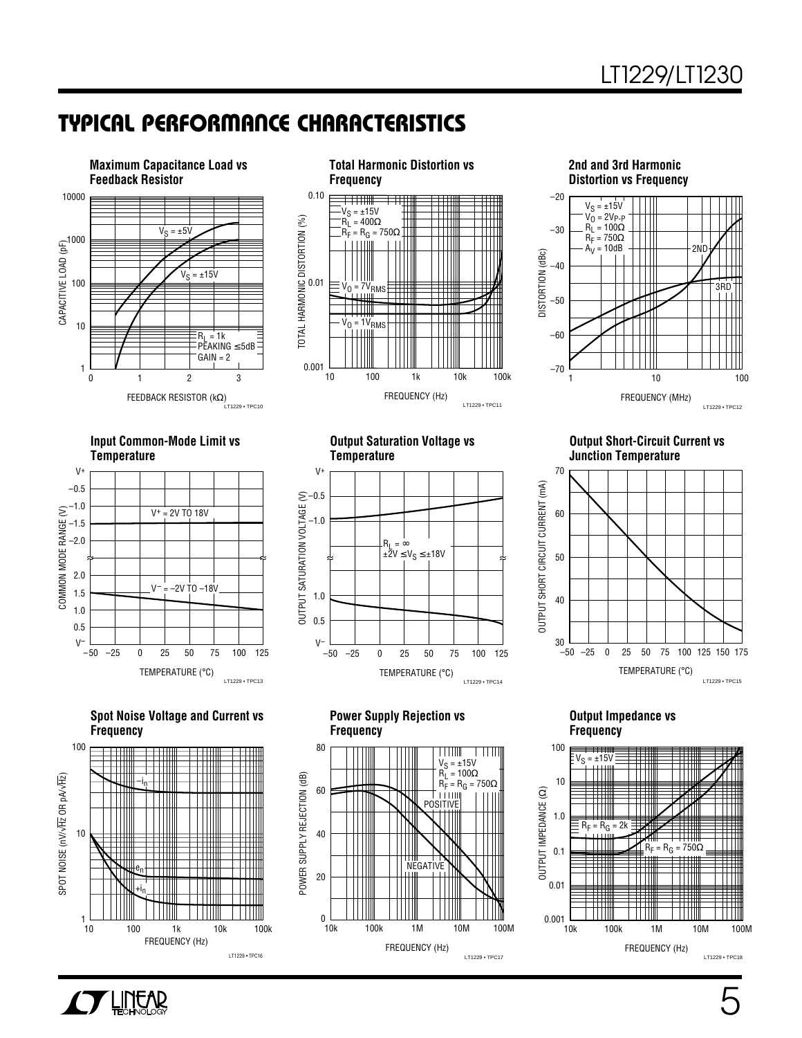## TYPICAL PERFORMANCE CHARACTERISTICS

**Maximum Capacitance Load vs Feedback Resistor**

$V_S = \pm5V$, $V_S = \pm15V$, $R_L = 1k$, PEAKING ≤5dB, GAIN = 2

CAPACITIVE LOAD (pF) vs FEEDBACK RESISTOR (kΩ)

LT1229 • TPC10

**Total Harmonic Distortion vs Frequency**

$V_S = \pm15V$, $R_L = 400\Omega$, $R_F = R_G = 750\Omega$, $V_O = 7V_{RMS}$, $V_O = 1V_{RMS}$

TOTAL HARMONIC DISTORTION (%) vs FREQUENCY (Hz)

LT1229 • TPC11

**2nd and 3rd Harmonic Distortion vs Frequency**

$V_S = \pm15V$, $V_O = 2V_{P-P}$, $R_L = 100\Omega$, $R_F = 750\Omega$, $A_V = 10dB$; 2ND, 3RD

DISTORTION (dBc) vs FREQUENCY (MHz)

LT1229 • TPC12

**Input Common-Mode Limit vs Temperature**

$V^+ = 2V$ TO $18V$, $V^- = -2V$ TO $-18V$

COMMON MODE RANGE (V) vs TEMPERATURE (°C)

LT1229 • TPC13

**Output Saturation Voltage vs Temperature**

$R_L = \infty$, $\pm2V \le V_S \le \pm18V$

OUTPUT SATURATION VOLTAGE (V) vs TEMPERATURE (°C)

LT1229 • TPC14

**Output Short-Circuit Current vs Junction Temperature**

OUTPUT SHORT CIRCUIT CURRENT (mA) vs TEMPERATURE (°C)

LT1229 • TPC15

**Spot Noise Voltage and Current vs Frequency**

$-i_n$, $e_n$, $+i_n$

SPOT NOISE (nV/√Hz OR pA/√Hz) vs FREQUENCY (Hz)

LT1229 • TPC16

**Power Supply Rejection vs Frequency**

$V_S = \pm15V$, $R_L = 100\Omega$, $R_F = R_G = 750\Omega$; POSITIVE, NEGATIVE

POWER SUPPLY REJECTION (dB) vs FREQUENCY (Hz)

LT1229 • TPC17

**Output Impedance vs Frequency**

$V_S = \pm15V$, $R_F = R_G = 2k$, $R_F = R_G = 750\Omega$

OUTPUT IMPEDANCE (Ω) vs FREQUENCY (Hz)

LT1229 • TPC18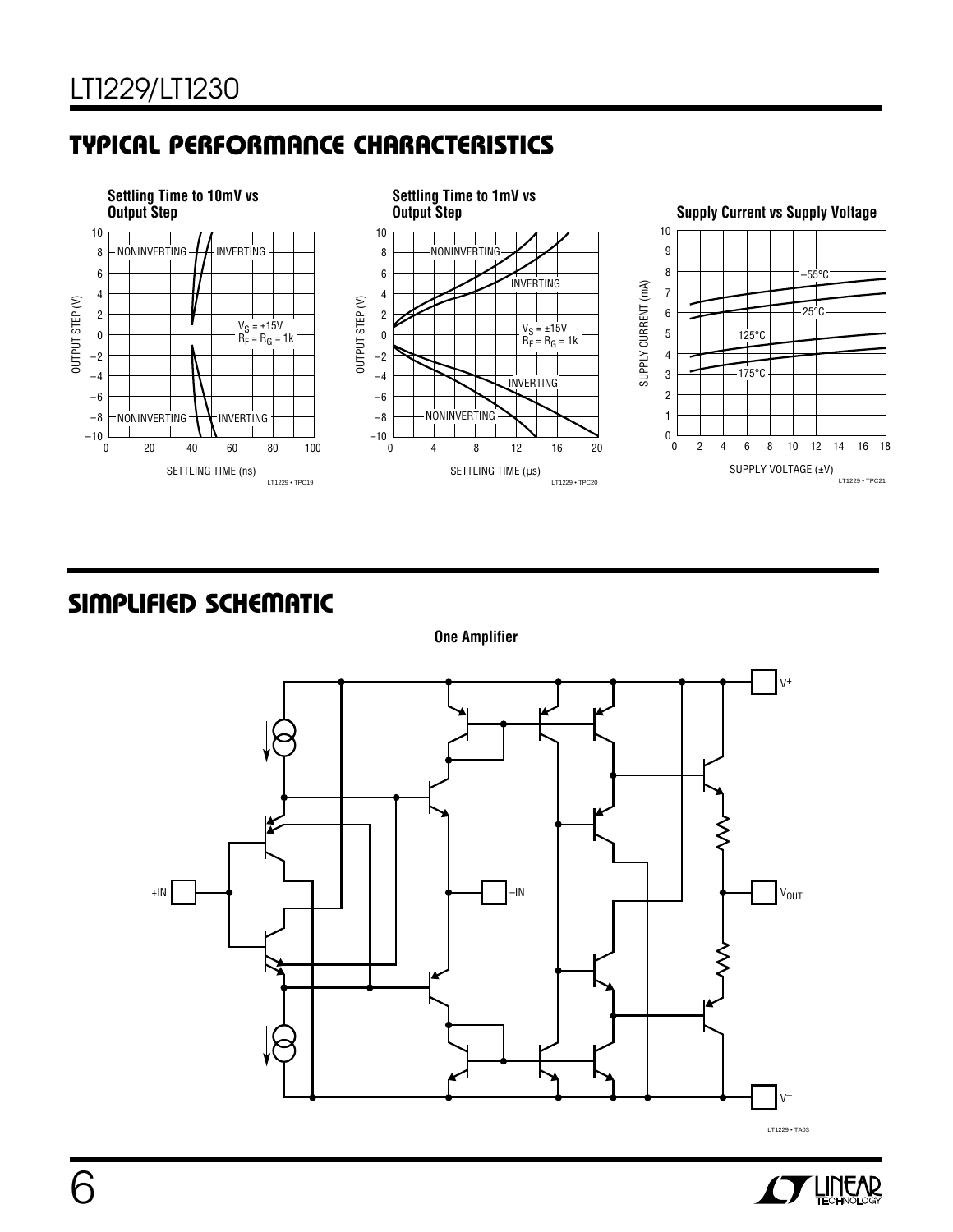## TYPICAL PERFORMANCE CHARACTERISTICS

**Settling Time to 10mV vs Output Step**

OUTPUT STEP (V) vs SETTLING TIME (ns)

NONINVERTING, INVERTING

$V_S = \pm15V$
$R_F = R_G = 1k$

LT1229 • TPC19

**Settling Time to 1mV vs Output Step**

OUTPUT STEP (V) vs SETTLING TIME (µs)

NONINVERTING, INVERTING

$V_S = \pm15V$
$R_F = R_G = 1k$

LT1229 • TPC20

**Supply Current vs Supply Voltage**

SUPPLY CURRENT (mA) vs SUPPLY VOLTAGE (±V)

–55°C, 25°C, 125°C, 175°C

LT1229 • TPC21

## SIMPLIFIED SCHEMATIC

**One Amplifier**

$V^+$, +IN, –IN, $V_{OUT}$, $V^-$

LT1229 • TA03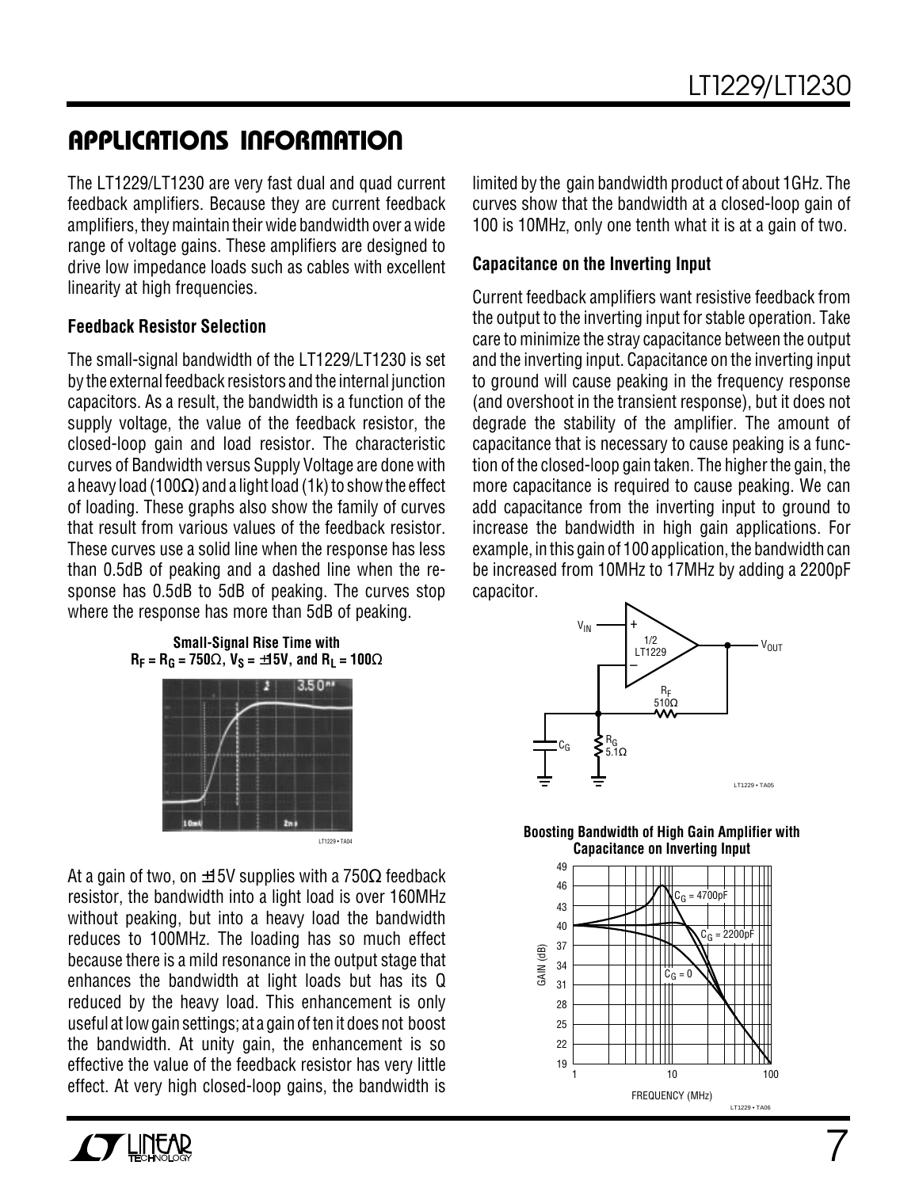## APPLICATIONS INFORMATION

The LT1229/LT1230 are very fast dual and quad current feedback amplifiers. Because they are current feedback amplifiers, they maintain their wide bandwidth over a wide range of voltage gains. These amplifiers are designed to drive low impedance loads such as cables with excellent linearity at high frequencies.

### Feedback Resistor Selection

The small-signal bandwidth of the LT1229/LT1230 is set by the external feedback resistors and the internal junction capacitors. As a result, the bandwidth is a function of the supply voltage, the value of the feedback resistor, the closed-loop gain and load resistor. The characteristic curves of Bandwidth versus Supply Voltage are done with a heavy load (100Ω) and a light load (1k) to show the effect of loading. These graphs also show the family of curves that result from various values of the feedback resistor. These curves use a solid line when the response has less than 0.5dB of peaking and a dashed line when the response has 0.5dB to 5dB of peaking. The curves stop where the response has more than 5dB of peaking.

**Small-Signal Rise Time with $R_F = R_G = 750\Omega$, $V_S = \pm15V$, and $R_L = 100\Omega$**

At a gain of two, on ±15V supplies with a 750Ω feedback resistor, the bandwidth into a light load is over 160MHz without peaking, but into a heavy load the bandwidth reduces to 100MHz. The loading has so much effect because there is a mild resonance in the output stage that enhances the bandwidth at light loads but has its Q reduced by the heavy load. This enhancement is only useful at low gain settings; at a gain of ten it does not boost the bandwidth. At unity gain, the enhancement is so effective the value of the feedback resistor has very little effect. At very high closed-loop gains, the bandwidth is limited by the gain bandwidth product of about 1GHz. The curves show that the bandwidth at a closed-loop gain of 100 is 10MHz, only one tenth what it is at a gain of two.

### Capacitance on the Inverting Input

Current feedback amplifiers want resistive feedback from the output to the inverting input for stable operation. Take care to minimize the stray capacitance between the output and the inverting input. Capacitance on the inverting input to ground will cause peaking in the frequency response (and overshoot in the transient response), but it does not degrade the stability of the amplifier. The amount of capacitance that is necessary to cause peaking is a function of the closed-loop gain taken. The higher the gain, the more capacitance is required to cause peaking. We can add capacitance from the inverting input to ground to increase the bandwidth in high gain applications. For example, in this gain of 100 application, the bandwidth can be increased from 10MHz to 17MHz by adding a 2200pF capacitor.

**Boosting Bandwidth of High Gain Amplifier with Capacitance on Inverting Input**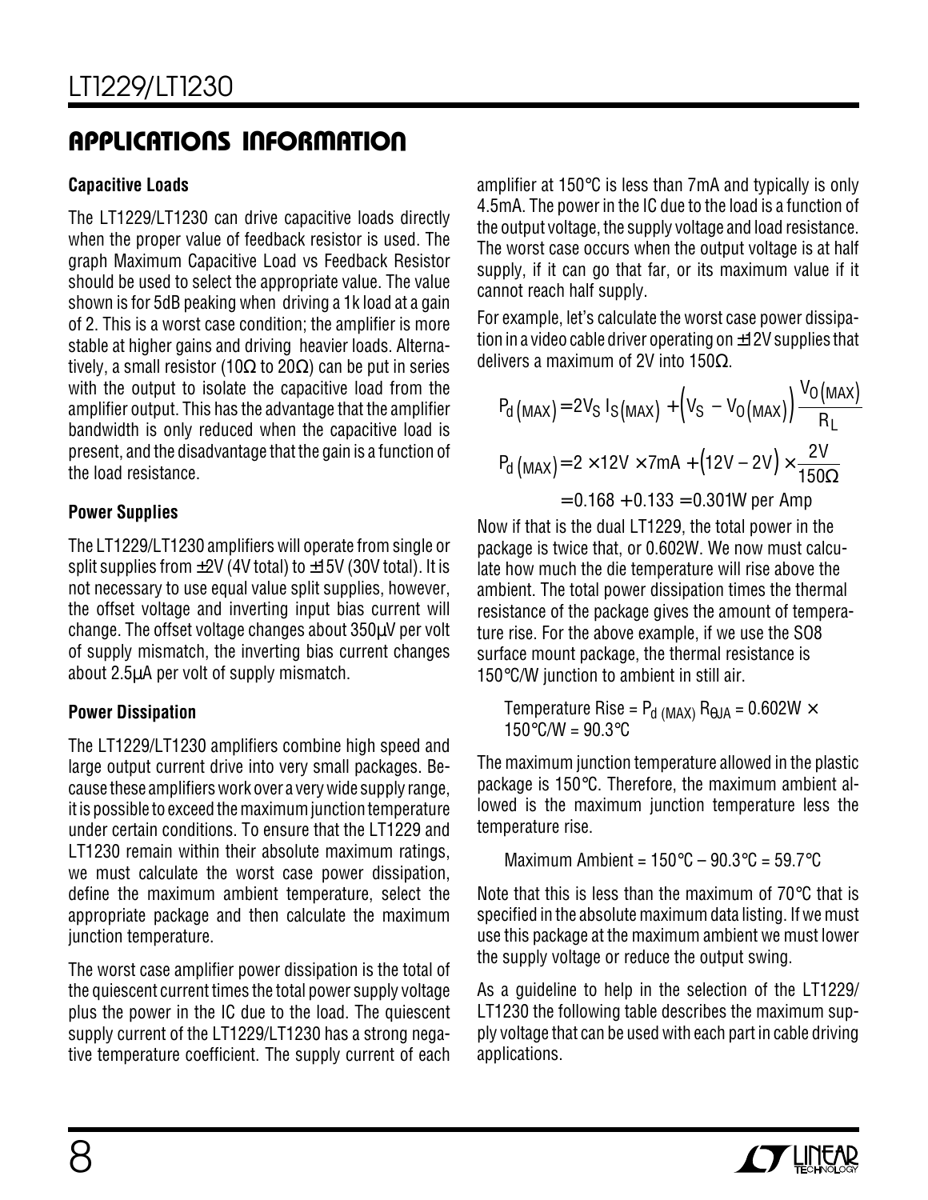## APPLICATIONS INFORMATION

### Capacitive Loads

The LT1229/LT1230 can drive capacitive loads directly when the proper value of feedback resistor is used. The graph Maximum Capacitive Load vs Feedback Resistor should be used to select the appropriate value. The value shown is for 5dB peaking when driving a 1k load at a gain of 2. This is a worst case condition; the amplifier is more stable at higher gains and driving heavier loads. Alternatively, a small resistor (10Ω to 20Ω) can be put in series with the output to isolate the capacitive load from the amplifier output. This has the advantage that the amplifier bandwidth is only reduced when the capacitive load is present, and the disadvantage that the gain is a function of the load resistance.

### Power Supplies

The LT1229/LT1230 amplifiers will operate from single or split supplies from ±2V (4V total) to ±15V (30V total). It is not necessary to use equal value split supplies, however, the offset voltage and inverting input bias current will change. The offset voltage changes about 350μV per volt of supply mismatch, the inverting bias current changes about 2.5μA per volt of supply mismatch.

### Power Dissipation

The LT1229/LT1230 amplifiers combine high speed and large output current drive into very small packages. Because these amplifiers work over a very wide supply range, it is possible to exceed the maximum junction temperature under certain conditions. To ensure that the LT1229 and LT1230 remain within their absolute maximum ratings, we must calculate the worst case power dissipation, define the maximum ambient temperature, select the appropriate package and then calculate the maximum junction temperature.

The worst case amplifier power dissipation is the total of the quiescent current times the total power supply voltage plus the power in the IC due to the load. The quiescent supply current of the LT1229/LT1230 has a strong negative temperature coefficient. The supply current of each amplifier at 150°C is less than 7mA and typically is only 4.5mA. The power in the IC due to the load is a function of the output voltage, the supply voltage and load resistance. The worst case occurs when the output voltage is at half supply, if it can go that far, or its maximum value if it cannot reach half supply.

For example, let's calculate the worst case power dissipation in a video cable driver operating on ±12V supplies that delivers a maximum of 2V into 150Ω.

$$P_{d(MAX)} = 2V_S I_{S(MAX)} + \left(V_S - V_{O(MAX)}\right)\frac{V_{O(MAX)}}{R_L}$$

$$P_{d(MAX)} = 2 \times 12V \times 7mA + \left(12V - 2V\right) \times \frac{2V}{150\Omega}$$

$$= 0.168 + 0.133 = 0.301W \text{ per Amp}$$

Now if that is the dual LT1229, the total power in the package is twice that, or 0.602W. We now must calculate how much the die temperature will rise above the ambient. The total power dissipation times the thermal resistance of the package gives the amount of temperature rise. For the above example, if we use the SO8 surface mount package, the thermal resistance is 150°C/W junction to ambient in still air.

Temperature Rise = $P_{d(MAX)} R_{\theta JA}$ = 0.602W × 150°C/W = 90.3°C

The maximum junction temperature allowed in the plastic package is 150°C. Therefore, the maximum ambient allowed is the maximum junction temperature less the temperature rise.

Maximum Ambient = 150°C – 90.3°C = 59.7°C

Note that this is less than the maximum of 70°C that is specified in the absolute maximum data listing. If we must use this package at the maximum ambient we must lower the supply voltage or reduce the output swing.

As a guideline to help in the selection of the LT1229/LT1230 the following table describes the maximum supply voltage that can be used with each part in cable driving applications.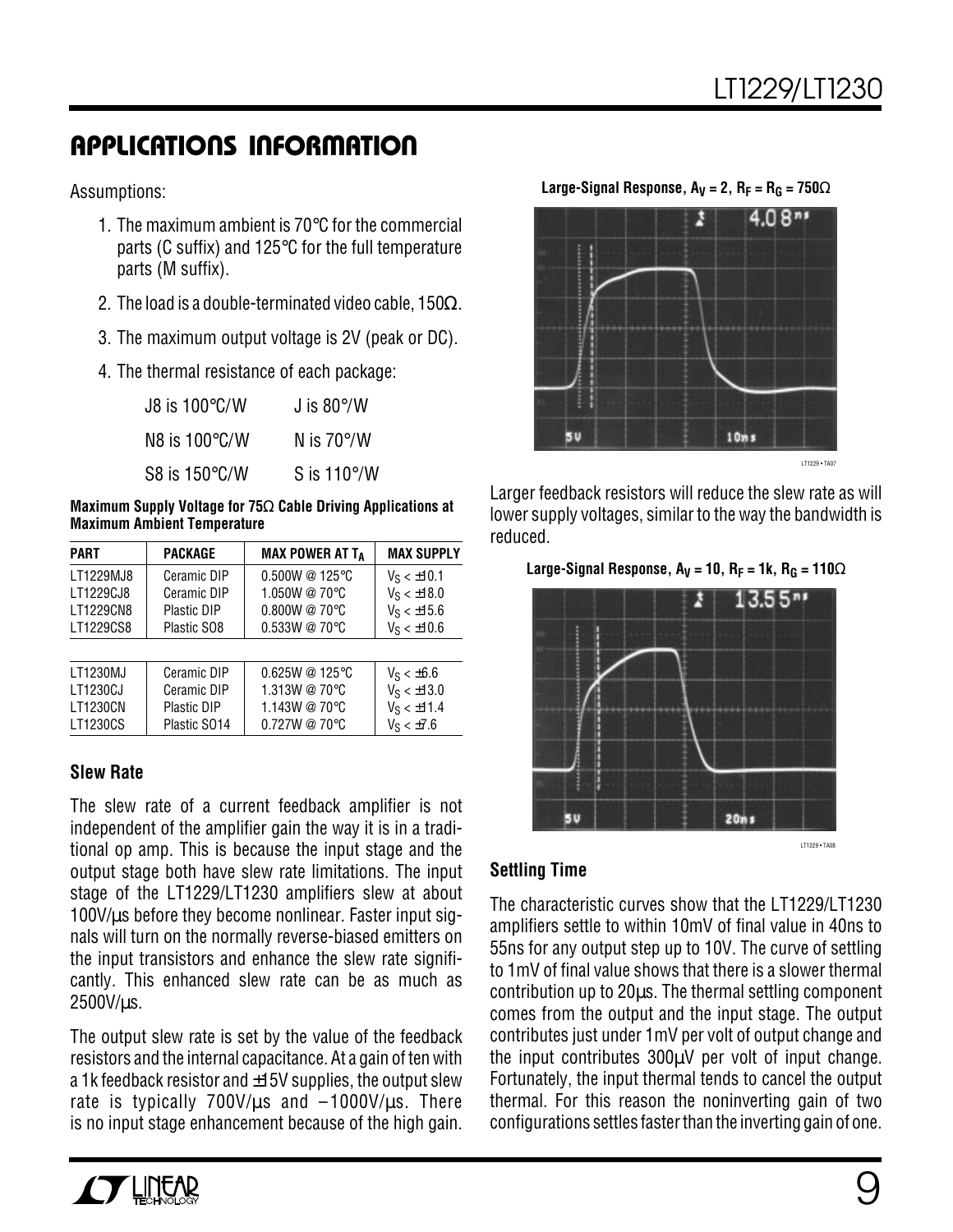## APPLICATIONS INFORMATION

Assumptions:

1. The maximum ambient is 70°C for the commercial parts (C suffix) and 125°C for the full temperature parts (M suffix).
2. The load is a double-terminated video cable, 150Ω.
3. The maximum output voltage is 2V (peak or DC).
4. The thermal resistance of each package:

| | |
|---|---|
| J8 is 100°C/W | J is 80°/W |
| N8 is 100°C/W | N is 70°/W |
| S8 is 150°C/W | S is 110°/W |

**Maximum Supply Voltage for 75Ω Cable Driving Applications at Maximum Ambient Temperature**

| PART | PACKAGE | MAX POWER AT $T_A$ | MAX SUPPLY |
|---|---|---|---|
| LT1229MJ8 | Ceramic DIP | 0.500W @ 125°C | $V_S < \pm 10.1$ |
| LT1229CJ8 | Ceramic DIP | 1.050W @ 70°C | $V_S < \pm 18.0$ |
| LT1229CN8 | Plastic DIP | 0.800W @ 70°C | $V_S < \pm 15.6$ |
| LT1229CS8 | Plastic SO8 | 0.533W @ 70°C | $V_S < \pm 10.6$ |
| LT1230MJ | Ceramic DIP | 0.625W @ 125°C | $V_S < \pm 6.6$ |
| LT1230CJ | Ceramic DIP | 1.313W @ 70°C | $V_S < \pm 13.0$ |
| LT1230CN | Plastic DIP | 1.143W @ 70°C | $V_S < \pm 11.4$ |
| LT1230CS | Plastic SO14 | 0.727W @ 70°C | $V_S < \pm 7.6$ |

### Slew Rate

The slew rate of a current feedback amplifier is not independent of the amplifier gain the way it is in a traditional op amp. This is because the input stage and the output stage both have slew rate limitations. The input stage of the LT1229/LT1230 amplifiers slew at about 100V/µs before they become nonlinear. Faster input signals will turn on the normally reverse-biased emitters on the input transistors and enhance the slew rate significantly. This enhanced slew rate can be as much as 2500V/µs.

The output slew rate is set by the value of the feedback resistors and the internal capacitance. At a gain of ten with a 1k feedback resistor and ±15V supplies, the output slew rate is typically 700V/µs and –1000V/µs. There is no input stage enhancement because of the high gain.

**Large-Signal Response, $A_V = 2$, $R_F = R_G = 750\Omega$**

Larger feedback resistors will reduce the slew rate as will lower supply voltages, similar to the way the bandwidth is reduced.

**Large-Signal Response, $A_V = 10$, $R_F = 1k$, $R_G = 110\Omega$**

### Settling Time

The characteristic curves show that the LT1229/LT1230 amplifiers settle to within 10mV of final value in 40ns to 55ns for any output step up to 10V. The curve of settling to 1mV of final value shows that there is a slower thermal contribution up to 20µs. The thermal settling component comes from the output and the input stage. The output contributes just under 1mV per volt of output change and the input contributes 300µV per volt of input change. Fortunately, the input thermal tends to cancel the output thermal. For this reason the noninverting gain of two configurations settles faster than the inverting gain of one.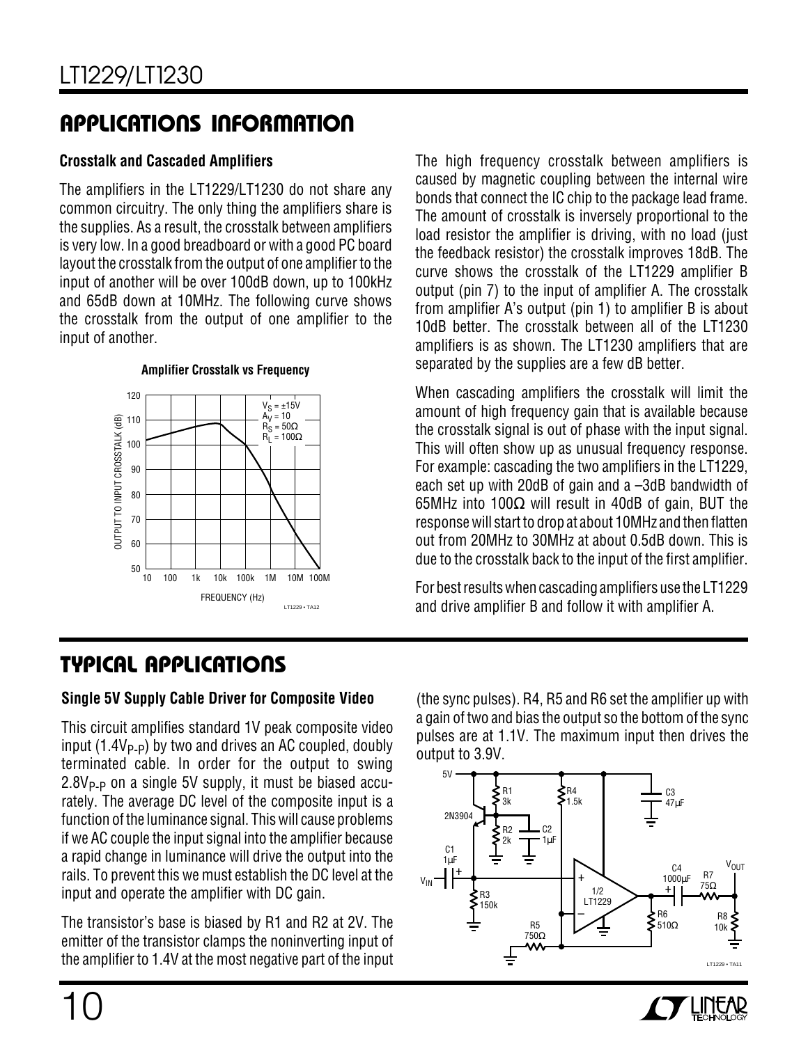## APPLICATIONS INFORMATION

### Crosstalk and Cascaded Amplifiers

The amplifiers in the LT1229/LT1230 do not share any common circuitry. The only thing the amplifiers share is the supplies. As a result, the crosstalk between amplifiers is very low. In a good breadboard or with a good PC board layout the crosstalk from the output of one amplifier to the input of another will be over 100dB down, up to 100kHz and 65dB down at 10MHz. The following curve shows the crosstalk from the output of one amplifier to the input of another.

**Amplifier Crosstalk vs Frequency**

The high frequency crosstalk between amplifiers is caused by magnetic coupling between the internal wire bonds that connect the IC chip to the package lead frame. The amount of crosstalk is inversely proportional to the load resistor the amplifier is driving, with no load (just the feedback resistor) the crosstalk improves 18dB. The curve shows the crosstalk of the LT1229 amplifier B output (pin 7) to the input of amplifier A. The crosstalk from amplifier A's output (pin 1) to amplifier B is about 10dB better. The crosstalk between all of the LT1230 amplifiers is as shown. The LT1230 amplifiers that are separated by the supplies are a few dB better.

When cascading amplifiers the crosstalk will limit the amount of high frequency gain that is available because the crosstalk signal is out of phase with the input signal. This will often show up as unusual frequency response. For example: cascading the two amplifiers in the LT1229, each set up with 20dB of gain and a –3dB bandwidth of 65MHz into 100Ω will result in 40dB of gain, BUT the response will start to drop at about 10MHz and then flatten out from 20MHz to 30MHz at about 0.5dB down. This is due to the crosstalk back to the input of the first amplifier.

For best results when cascading amplifiers use the LT1229 and drive amplifier B and follow it with amplifier A.

## TYPICAL APPLICATIONS

### Single 5V Supply Cable Driver for Composite Video

This circuit amplifies standard 1V peak composite video input ($1.4V_{P-P}$) by two and drives an AC coupled, doubly terminated cable. In order for the output to swing $2.8V_{P-P}$ on a single 5V supply, it must be biased accurately. The average DC level of the composite input is a function of the luminance signal. This will cause problems if we AC couple the input signal into the amplifier because a rapid change in luminance will drive the output into the rails. To prevent this we must establish the DC level at the input and operate the amplifier with DC gain.

The transistor's base is biased by R1 and R2 at 2V. The emitter of the transistor clamps the noninverting input of the amplifier to 1.4V at the most negative part of the input (the sync pulses). R4, R5 and R6 set the amplifier up with a gain of two and bias the output so the bottom of the sync pulses are at 1.1V. The maximum input then drives the output to 3.9V.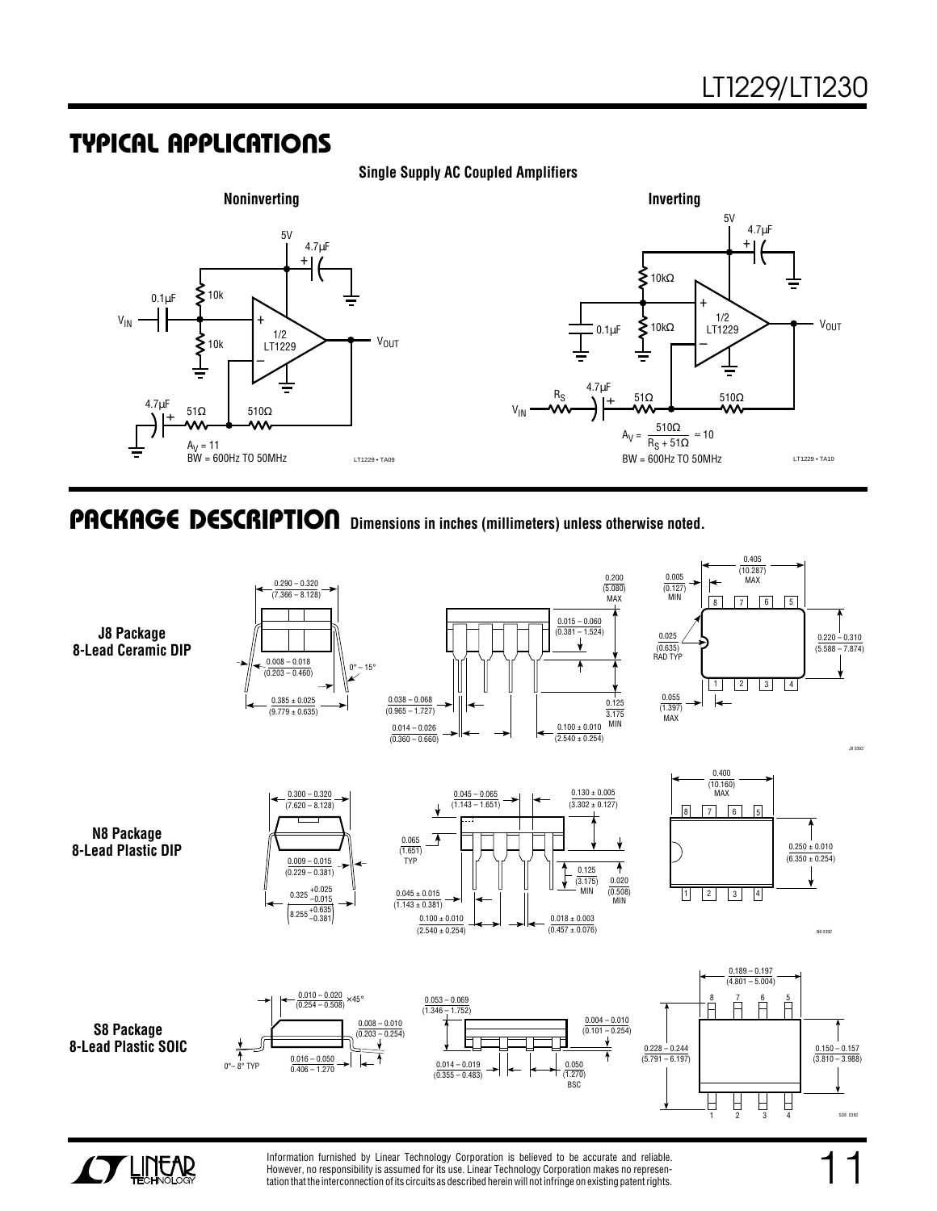## TYPICAL APPLICATIONS

**Single Supply AC Coupled Amplifiers**

**Noninverting**

5V, 4.7µF, 0.1µF, 10k, 10k, $V_{IN}$, 1/2 LT1229, $V_{OUT}$, 4.7µF, 51Ω, 510Ω

$A_V = 11$
BW = 600Hz TO 50MHz

LT1229 • TA09

**Inverting**

5V, 4.7µF, 10kΩ, 10kΩ, 0.1µF, 1/2 LT1229, $V_{OUT}$, $R_S$, 4.7µF, $V_{IN}$, 51Ω, 510Ω

$$A_V = \frac{510\Omega}{R_S + 51\Omega} \approx 10$$

BW = 600Hz TO 50MHz

LT1229 • TA10

## PACKAGE DESCRIPTION

**Dimensions in inches (millimeters) unless otherwise noted.**

**J8 Package**
**8-Lead Ceramic DIP**

0.290 – 0.320 (7.366 – 8.128); 0.008 – 0.018 (0.203 – 0.460); 0° – 15°; 0.385 ± 0.025 (9.779 ± 0.635); 0.200 (5.080) MAX; 0.015 – 0.060 (0.381 – 1.524); 0.038 – 0.068 (0.965 – 1.727); 0.014 – 0.026 (0.360 – 0.660); 0.125 (3.175) MIN; 0.100 ± 0.010 (2.540 ± 0.254); 0.005 (0.127) MIN; 0.405 (10.287) MAX; 0.025 (0.635) RAD TYP; 0.220 – 0.310 (5.588 – 7.874); 0.055 (1.397) MAX

J8 0392

**N8 Package**
**8-Lead Plastic DIP**

0.300 – 0.320 (7.620 – 8.128); 0.009 – 0.015 (0.229 – 0.381); $0.325^{+0.025}_{-0.015}$ $\left(8.255^{+0.635}_{-0.381}\right)$; 0.045 – 0.065 (1.143 – 1.651); 0.130 ± 0.005 (3.302 ± 0.127); 0.065 (1.651) TYP; 0.125 (3.175) MIN; 0.020 (0.508) MIN; 0.045 ± 0.015 (1.143 ± 0.381); 0.100 ± 0.010 (2.540 ± 0.254); 0.018 ± 0.003 (0.457 ± 0.076); 0.400 (10.160) MAX; 0.250 ± 0.010 (6.350 ± 0.254)

N8 0392

**S8 Package**
**8-Lead Plastic SOIC**

0.010 – 0.020 (0.254 – 0.508) ×45°; 0.008 – 0.010 (0.203 – 0.254); 0°– 8° TYP; 0.016 – 0.050 (0.406 – 1.270); 0.053 – 0.069 (1.346 – 1.752); 0.004 – 0.010 (0.101 – 0.254); 0.014 – 0.019 (0.355 – 0.483); 0.050 (1.270) BSC; 0.189 – 0.197 (4.801 – 5.004); 0.228 – 0.244 (5.791 – 6.197); 0.150 – 0.157 (3.810 – 3.988)

SO8 0392

Information furnished by Linear Technology Corporation is believed to be accurate and reliable. However, no responsibility is assumed for its use. Linear Technology Corporation makes no representation that the interconnection of its circuits as described herein will not infringe on existing patent rights.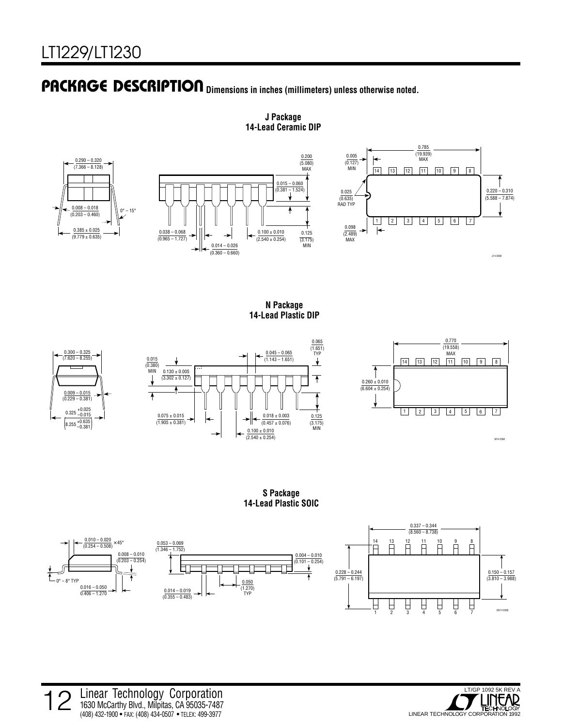## PACKAGE DESCRIPTION

**Dimensions in inches (millimeters) unless otherwise noted.**

**J Package**
**14-Lead Ceramic DIP**

0.290 – 0.320
(7.366 – 8.128)

0.008 – 0.018
(0.203 – 0.460)

0° – 15°

0.385 ± 0.025
(9.779 ± 0.635)

0.200
(5.080)
MAX

0.015 – 0.060
(0.381 – 1.524)

0.038 – 0.068
(0.965 – 1.727)

0.100 ± 0.010
(2.540 ± 0.254)

0.125
(3.175)
MIN

0.014 – 0.026
(0.360 – 0.660)

0.005
(0.127)
MIN

0.785
(19.939)
MAX

14 13 12 11 10 9 8

0.025
(0.635)
RAD TYP

0.220 – 0.310
(5.588 – 7.874)

1 2 3 4 5 6 7

0.098
(2.489)
MAX

J14 0392

**N Package**
**14-Lead Plastic DIP**

0.300 – 0.325
(7.620 – 8.255)

0.009 – 0.015
(0.229 – 0.381)

$0.325^{+0.025}_{-0.015}$

$\left(8.255^{+0.635}_{-0.381}\right)$

0.015
(0.380)
MIN

0.130 ± 0.005
(3.302 ± 0.127)

0.045 – 0.065
(1.143 – 1.651)

0.065
(1.651)
TYP

0.075 ± 0.015
(1.905 ± 0.381)

0.018 ± 0.003
(0.457 ± 0.076)

0.125
(3.175)
MIN

0.100 ± 0.010
(2.540 ± 0.254)

0.770
(19.558)
MAX

14 13 12 11 10 9 8

0.260 ± 0.010
(6.604 ± 0.254)

1 2 3 4 5 6 7

N14 0392

**S Package**
**14-Lead Plastic SOIC**

0.010 – 0.020
(0.254 – 0.508) ×45°

0.008 – 0.010
(0.203 – 0.254)

0° – 8° TYP

0.016 – 0.050
0.406 – 1.270

0.053 – 0.069
(1.346 – 1.752)

0.004 – 0.010
(0.101 – 0.254)

0.014 – 0.019
(0.355 – 0.483)

0.050
(1.270)
TYP

0.337 – 0.344
(8.560 – 8.738)

14 13 12 11 10 9 8

0.228 – 0.244
(5.791 – 6.197)

0.150 – 0.157
(3.810 – 3.988)

1 2 3 4 5 6 7

S014 0392

Linear Technology Corporation
1630 McCarthy Blvd., Milpitas, CA 95035-7487
(408) 432-1900 • FAX: (408) 434-0507 • TELEX: 499-3977

LT/GP 1092 5K REV A

LINEAR TECHNOLOGY CORPORATION 1992